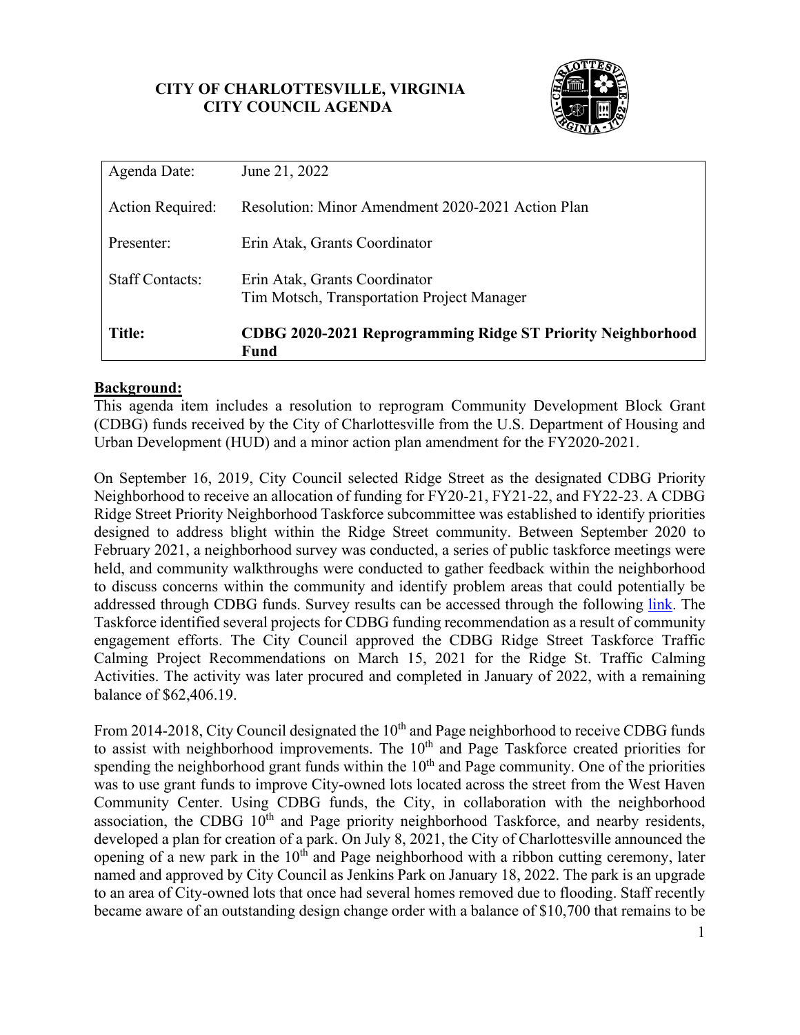**CITY OF CHARLOTTESVILLE, VIRGINIA**
**CITY COUNCIL AGENDA**

| | |
|---|---|
| Agenda Date: | June 21, 2022 |
| Action Required: | Resolution: Minor Amendment 2020-2021 Action Plan |
| Presenter: | Erin Atak, Grants Coordinator |
| Staff Contacts: | Erin Atak, Grants Coordinator<br>Tim Motsch, Transportation Project Manager |
| **Title:** | **CDBG 2020-2021 Reprogramming Ridge ST Priority Neighborhood Fund** |

## Background:

This agenda item includes a resolution to reprogram Community Development Block Grant (CDBG) funds received by the City of Charlottesville from the U.S. Department of Housing and Urban Development (HUD) and a minor action plan amendment for the FY2020-2021.

On September 16, 2019, City Council selected Ridge Street as the designated CDBG Priority Neighborhood to receive an allocation of funding for FY20-21, FY21-22, and FY22-23. A CDBG Ridge Street Priority Neighborhood Taskforce subcommittee was established to identify priorities designed to address blight within the Ridge Street community. Between September 2020 to February 2021, a neighborhood survey was conducted, a series of public taskforce meetings were held, and community walkthroughs were conducted to gather feedback within the neighborhood to discuss concerns within the community and identify problem areas that could potentially be addressed through CDBG funds. Survey results can be accessed through the following link. The Taskforce identified several projects for CDBG funding recommendation as a result of community engagement efforts. The City Council approved the CDBG Ridge Street Taskforce Traffic Calming Project Recommendations on March 15, 2021 for the Ridge St. Traffic Calming Activities. The activity was later procured and completed in January of 2022, with a remaining balance of $62,406.19.

From 2014-2018, City Council designated the 10th and Page neighborhood to receive CDBG funds to assist with neighborhood improvements. The 10th and Page Taskforce created priorities for spending the neighborhood grant funds within the 10th and Page community. One of the priorities was to use grant funds to improve City-owned lots located across the street from the West Haven Community Center. Using CDBG funds, the City, in collaboration with the neighborhood association, the CDBG 10th and Page priority neighborhood Taskforce, and nearby residents, developed a plan for creation of a park. On July 8, 2021, the City of Charlottesville announced the opening of a new park in the 10th and Page neighborhood with a ribbon cutting ceremony, later named and approved by City Council as Jenkins Park on January 18, 2022. The park is an upgrade to an area of City-owned lots that once had several homes removed due to flooding. Staff recently became aware of an outstanding design change order with a balance of $10,700 that remains to be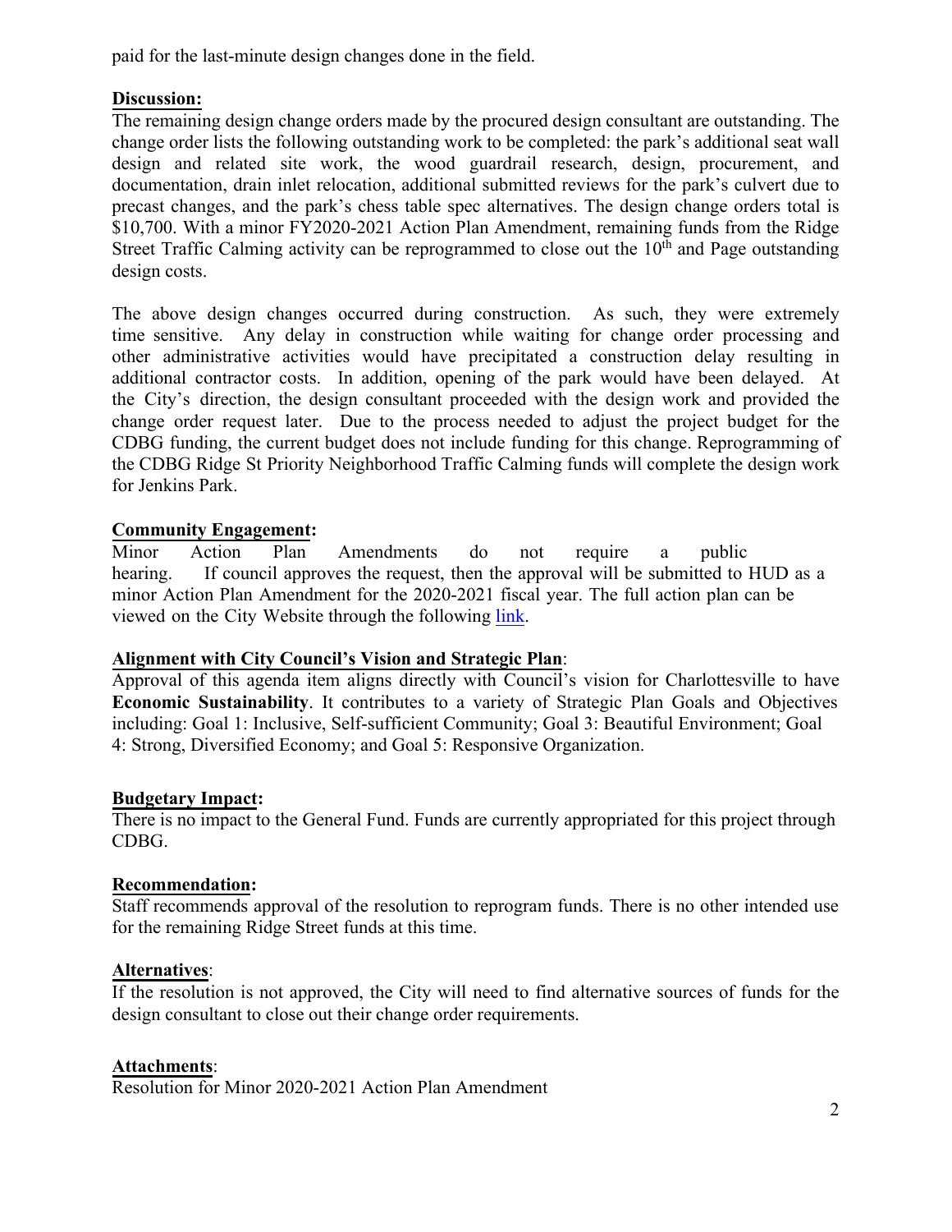paid for the last-minute design changes done in the field.

**Discussion:**

The remaining design change orders made by the procured design consultant are outstanding. The change order lists the following outstanding work to be completed: the park's additional seat wall design and related site work, the wood guardrail research, design, procurement, and documentation, drain inlet relocation, additional submitted reviews for the park's culvert due to precast changes, and the park's chess table spec alternatives. The design change orders total is $10,700. With a minor FY2020-2021 Action Plan Amendment, remaining funds from the Ridge Street Traffic Calming activity can be reprogrammed to close out the 10th and Page outstanding design costs.

The above design changes occurred during construction. As such, they were extremely time sensitive. Any delay in construction while waiting for change order processing and other administrative activities would have precipitated a construction delay resulting in additional contractor costs. In addition, opening of the park would have been delayed. At the City's direction, the design consultant proceeded with the design work and provided the change order request later. Due to the process needed to adjust the project budget for the CDBG funding, the current budget does not include funding for this change. Reprogramming of the CDBG Ridge St Priority Neighborhood Traffic Calming funds will complete the design work for Jenkins Park.

**Community Engagement:**

Minor Action Plan Amendments do not require a public hearing. If council approves the request, then the approval will be submitted to HUD as a minor Action Plan Amendment for the 2020-2021 fiscal year. The full action plan can be viewed on the City Website through the following link.

**Alignment with City Council's Vision and Strategic Plan:**

Approval of this agenda item aligns directly with Council's vision for Charlottesville to have **Economic Sustainability**. It contributes to a variety of Strategic Plan Goals and Objectives including: Goal 1: Inclusive, Self-sufficient Community; Goal 3: Beautiful Environment; Goal 4: Strong, Diversified Economy; and Goal 5: Responsive Organization.

**Budgetary Impact:**

There is no impact to the General Fund. Funds are currently appropriated for this project through CDBG.

**Recommendation:**

Staff recommends approval of the resolution to reprogram funds. There is no other intended use for the remaining Ridge Street funds at this time.

**Alternatives:**

If the resolution is not approved, the City will need to find alternative sources of funds for the design consultant to close out their change order requirements.

**Attachments:**

Resolution for Minor 2020-2021 Action Plan Amendment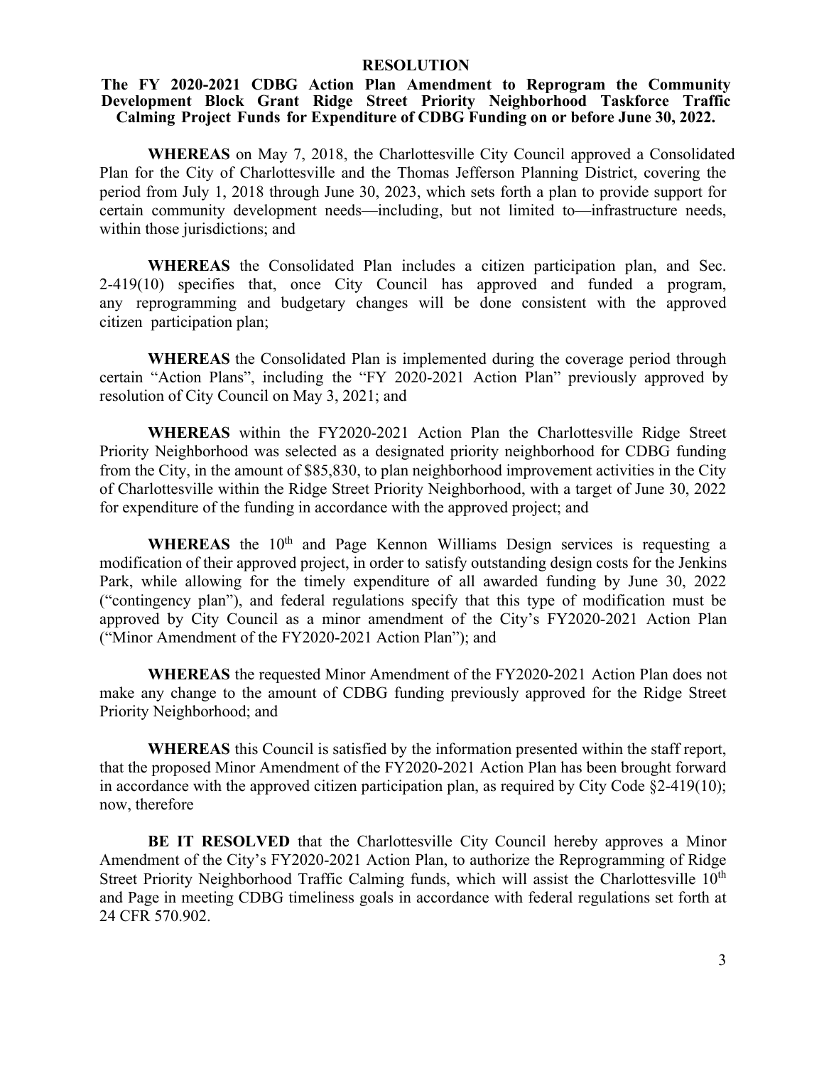# RESOLUTION

## The FY 2020-2021 CDBG Action Plan Amendment to Reprogram the Community Development Block Grant Ridge Street Priority Neighborhood Taskforce Traffic Calming Project Funds for Expenditure of CDBG Funding on or before June 30, 2022.

**WHEREAS** on May 7, 2018, the Charlottesville City Council approved a Consolidated Plan for the City of Charlottesville and the Thomas Jefferson Planning District, covering the period from July 1, 2018 through June 30, 2023, which sets forth a plan to provide support for certain community development needs—including, but not limited to—infrastructure needs, within those jurisdictions; and

**WHEREAS** the Consolidated Plan includes a citizen participation plan, and Sec. 2-419(10) specifies that, once City Council has approved and funded a program, any reprogramming and budgetary changes will be done consistent with the approved citizen participation plan;

**WHEREAS** the Consolidated Plan is implemented during the coverage period through certain "Action Plans", including the "FY 2020-2021 Action Plan" previously approved by resolution of City Council on May 3, 2021; and

**WHEREAS** within the FY2020-2021 Action Plan the Charlottesville Ridge Street Priority Neighborhood was selected as a designated priority neighborhood for CDBG funding from the City, in the amount of $85,830, to plan neighborhood improvement activities in the City of Charlottesville within the Ridge Street Priority Neighborhood, with a target of June 30, 2022 for expenditure of the funding in accordance with the approved project; and

**WHEREAS** the 10th and Page Kennon Williams Design services is requesting a modification of their approved project, in order to satisfy outstanding design costs for the Jenkins Park, while allowing for the timely expenditure of all awarded funding by June 30, 2022 ("contingency plan"), and federal regulations specify that this type of modification must be approved by City Council as a minor amendment of the City's FY2020-2021 Action Plan ("Minor Amendment of the FY2020-2021 Action Plan"); and

**WHEREAS** the requested Minor Amendment of the FY2020-2021 Action Plan does not make any change to the amount of CDBG funding previously approved for the Ridge Street Priority Neighborhood; and

**WHEREAS** this Council is satisfied by the information presented within the staff report, that the proposed Minor Amendment of the FY2020-2021 Action Plan has been brought forward in accordance with the approved citizen participation plan, as required by City Code §2-419(10); now, therefore

**BE IT RESOLVED** that the Charlottesville City Council hereby approves a Minor Amendment of the City's FY2020-2021 Action Plan, to authorize the Reprogramming of Ridge Street Priority Neighborhood Traffic Calming funds, which will assist the Charlottesville 10th and Page in meeting CDBG timeliness goals in accordance with federal regulations set forth at 24 CFR 570.902.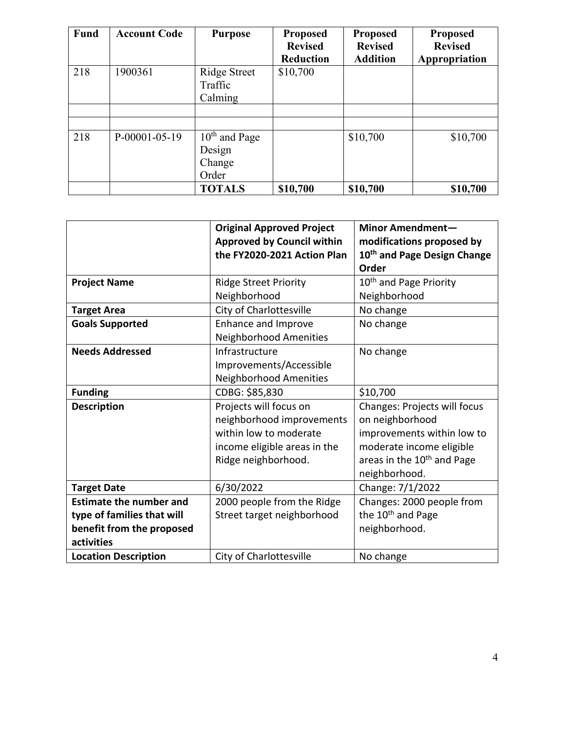| Fund | Account Code | Purpose | Proposed Revised Reduction | Proposed Revised Addition | Proposed Revised Appropriation |
|---|---|---|---|---|---|
| 218 | 1900361 | Ridge Street Traffic Calming | \$10,700 | | |
| | | | | | |
| | | | | | |
| 218 | P-00001-05-19 | 10th and Page Design Change Order | | \$10,700 | \$10,700 |
| | | **TOTALS** | **\$10,700** | **\$10,700** | **\$10,700** |

| | **Original Approved Project Approved by Council within the FY2020-2021 Action Plan** | **Minor Amendment—modifications proposed by 10th and Page Design Change Order** |
|---|---|---|
| **Project Name** | Ridge Street Priority Neighborhood | 10th and Page Priority Neighborhood |
| **Target Area** | City of Charlottesville | No change |
| **Goals Supported** | Enhance and Improve Neighborhood Amenities | No change |
| **Needs Addressed** | Infrastructure Improvements/Accessible Neighborhood Amenities | No change |
| **Funding** | CDBG: \$85,830 | \$10,700 |
| **Description** | Projects will focus on neighborhood improvements within low to moderate income eligible areas in the Ridge neighborhood. | Changes: Projects will focus on neighborhood improvements within low to moderate income eligible areas in the 10th and Page neighborhood. |
| **Target Date** | 6/30/2022 | Change: 7/1/2022 |
| **Estimate the number and type of families that will benefit from the proposed activities** | 2000 people from the Ridge Street target neighborhood | Changes: 2000 people from the 10th and Page neighborhood. |
| **Location Description** | City of Charlottesville | No change |